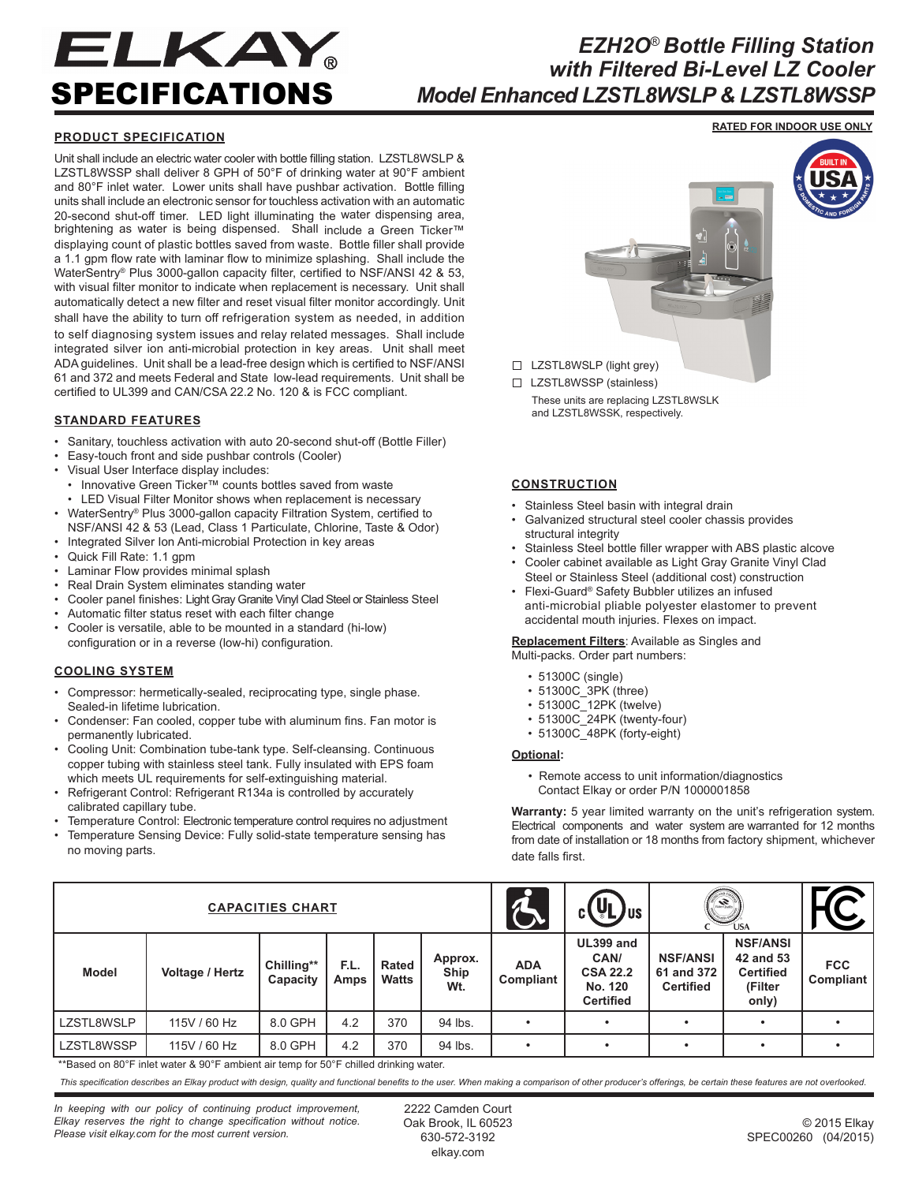# ELKAY® SPECIFICATIONS

## EZH2O® Bottle Filling Station with Filtered Bi-Level LZ Cooler
## Model Enhanced LZSTL8WSLP & LZSTL8WSSP

RATED FOR INDOOR USE ONLY

### PRODUCT SPECIFICATION

Unit shall include an electric water cooler with bottle filling station. LZSTL8WSLP & LZSTL8WSSP shall deliver 8 GPH of 50°F of drinking water at 90°F ambient and 80°F inlet water. Lower units shall have pushbar activation. Bottle filling units shall include an electronic sensor for touchless activation with an automatic 20-second shut-off timer. LED light illuminating the water dispensing area, brightening as water is being dispensed. Shall include a Green Ticker™ displaying count of plastic bottles saved from waste. Bottle filler shall provide a 1.1 gpm flow rate with laminar flow to minimize splashing. Shall include the WaterSentry® Plus 3000-gallon capacity filter, certified to NSF/ANSI 42 & 53, with visual filter monitor to indicate when replacement is necessary. Unit shall automatically detect a new filter and reset visual filter monitor accordingly. Unit shall have the ability to turn off refrigeration system as needed, in addition to self diagnosing system issues and relay related messages. Shall include integrated silver ion anti-microbial protection in key areas. Unit shall meet ADA guidelines. Unit shall be a lead-free design which is certified to NSF/ANSI 61 and 372 and meets Federal and State low-lead requirements. Unit shall be certified to UL399 and CAN/CSA 22.2 No. 120 & is FCC compliant.

- ☐ LZSTL8WSLP (light grey)
- ☐ LZSTL8WSSP (stainless)

These units are replacing LZSTL8WSLK and LZSTL8WSSK, respectively.

### STANDARD FEATURES

- Sanitary, touchless activation with auto 20-second shut-off (Bottle Filler)
- Easy-touch front and side pushbar controls (Cooler)
- Visual User Interface display includes:
  - Innovative Green Ticker™ counts bottles saved from waste
  - LED Visual Filter Monitor shows when replacement is necessary
- WaterSentry® Plus 3000-gallon capacity Filtration System, certified to NSF/ANSI 42 & 53 (Lead, Class 1 Particulate, Chlorine, Taste & Odor)
- Integrated Silver Ion Anti-microbial Protection in key areas
- Quick Fill Rate: 1.1 gpm
- Laminar Flow provides minimal splash
- Real Drain System eliminates standing water
- Cooler panel finishes: Light Gray Granite Vinyl Clad Steel or Stainless Steel
- Automatic filter status reset with each filter change
- Cooler is versatile, able to be mounted in a standard (hi-low) configuration or in a reverse (low-hi) configuration.

### COOLING SYSTEM

- Compressor: hermetically-sealed, reciprocating type, single phase. Sealed-in lifetime lubrication.
- Condenser: Fan cooled, copper tube with aluminum fins. Fan motor is permanently lubricated.
- Cooling Unit: Combination tube-tank type. Self-cleansing. Continuous copper tubing with stainless steel tank. Fully insulated with EPS foam which meets UL requirements for self-extinguishing material.
- Refrigerant Control: Refrigerant R134a is controlled by accurately calibrated capillary tube.
- Temperature Control: Electronic temperature control requires no adjustment
- Temperature Sensing Device: Fully solid-state temperature sensing has no moving parts.

### CONSTRUCTION

- Stainless Steel basin with integral drain
- Galvanized structural steel cooler chassis provides structural integrity
- Stainless Steel bottle filler wrapper with ABS plastic alcove
- Cooler cabinet available as Light Gray Granite Vinyl Clad Steel or Stainless Steel (additional cost) construction
- Flexi-Guard® Safety Bubbler utilizes an infused anti-microbial pliable polyester elastomer to prevent accidental mouth injuries. Flexes on impact.

**Replacement Filters**: Available as Singles and Multi-packs. Order part numbers:

- 51300C (single)
- 51300C_3PK (three)
- 51300C_12PK (twelve)
- 51300C_24PK (twenty-four)
- 51300C_48PK (forty-eight)

**Optional:**

- Remote access to unit information/diagnostics Contact Elkay or order P/N 1000001858

**Warranty:** 5 year limited warranty on the unit's refrigeration system. Electrical components and water system are warranted for 12 months from date of installation or 18 months from factory shipment, whichever date falls first.

### CAPACITIES CHART

| Model | Voltage / Hertz | Chilling** Capacity | F.L. Amps | Rated Watts | Approx. Ship Wt. | ADA Compliant | UL399 and CAN/ CSA 22.2 No. 120 Certified | NSF/ANSI 61 and 372 Certified | NSF/ANSI 42 and 53 Certified (Filter only) | FCC Compliant |
|---|---|---|---|---|---|---|---|---|---|---|
| LZSTL8WSLP | 115V / 60 Hz | 8.0 GPH | 4.2 | 370 | 94 lbs. | • | • | • | • | • |
| LZSTL8WSSP | 115V / 60 Hz | 8.0 GPH | 4.2 | 370 | 94 lbs. | • | • | • | • | • |

**Based on 80°F inlet water & 90°F ambient air temp for 50°F chilled drinking water.

*This specification describes an Elkay product with design, quality and functional benefits to the user. When making a comparison of other producer's offerings, be certain these features are not overlooked.*

*In keeping with our policy of continuing product improvement, Elkay reserves the right to change specification without notice. Please visit elkay.com for the most current version.*

2222 Camden Court
Oak Brook, IL 60523
630-572-3192
elkay.com

© 2015 Elkay
SPEC00260 (04/2015)